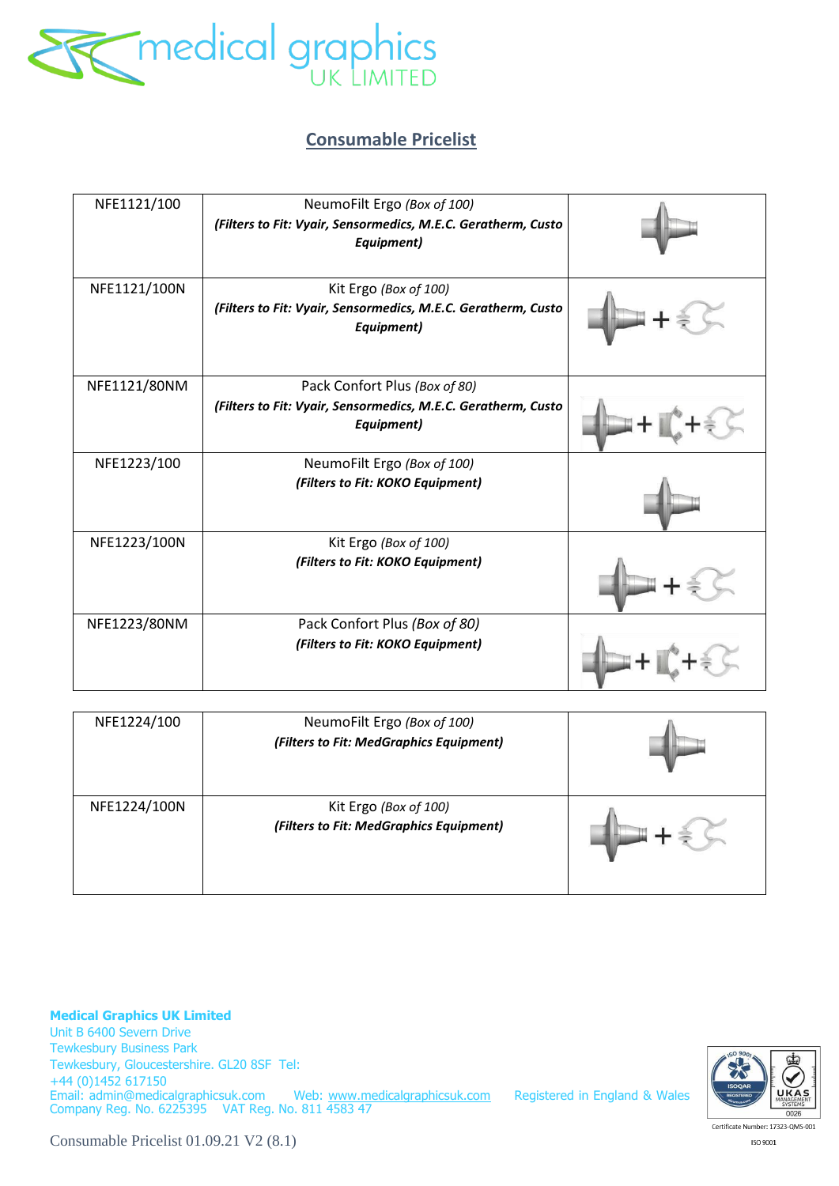## Consumable Pricelist

| | | |
|---|---|---|
| NFE1121/100 | NeumoFilt Ergo *(Box of 100)*<br>***(Filters to Fit: Vyair, Sensormedics, M.E.C. Geratherm, Custo Equipment)*** | |
| NFE1121/100N | Kit Ergo *(Box of 100)*<br>***(Filters to Fit: Vyair, Sensormedics, M.E.C. Geratherm, Custo Equipment)*** | |
| NFE1121/80NM | Pack Confort Plus *(Box of 80)*<br>***(Filters to Fit: Vyair, Sensormedics, M.E.C. Geratherm, Custo Equipment)*** | |
| NFE1223/100 | NeumoFilt Ergo *(Box of 100)*<br>***(Filters to Fit: KOKO Equipment)*** | |
| NFE1223/100N | Kit Ergo *(Box of 100)*<br>***(Filters to Fit: KOKO Equipment)*** | |
| NFE1223/80NM | Pack Confort Plus *(Box of 80)*<br>***(Filters to Fit: KOKO Equipment)*** | |

| | | |
|---|---|---|
| NFE1224/100 | NeumoFilt Ergo *(Box of 100)*<br>***(Filters to Fit: MedGraphics Equipment)*** | |
| NFE1224/100N | Kit Ergo *(Box of 100)*<br>***(Filters to Fit: MedGraphics Equipment)*** | |

**Medical Graphics UK Limited**
Unit B 6400 Severn Drive
Tewkesbury Business Park
Tewkesbury, Gloucestershire. GL20 8SF Tel:
+44 (0)1452 617150
Email: admin@medicalgraphicsuk.com Web: www.medicalgraphicsuk.com Registered in England & Wales
Company Reg. No. 6225395 VAT Reg. No. 811 4583 47

Certificate Number: 17323-QMS-001
ISO 9001

Consumable Pricelist 01.09.21 V2 (8.1)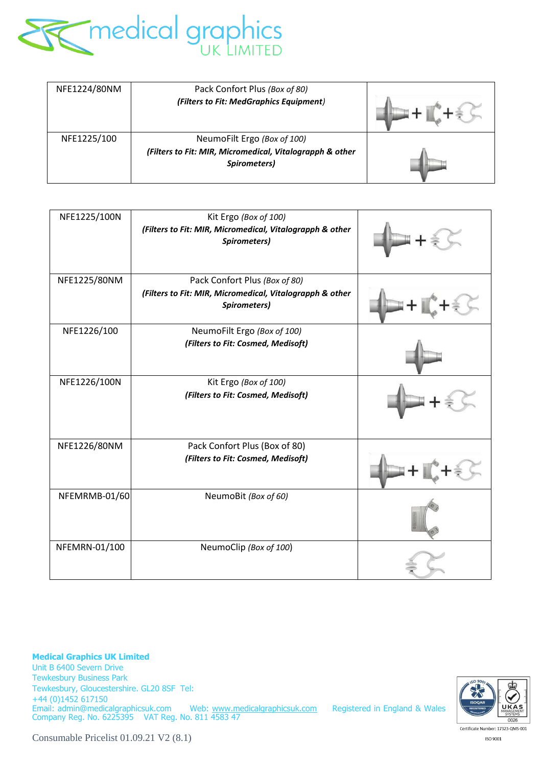| | | |
|---|---|---|
| NFE1224/80NM | Pack Confort Plus *(Box of 80)* ***(Filters to Fit: MedGraphics Equipment)*** | |
| NFE1225/100 | NeumoFilt Ergo *(Box of 100)* ***(Filters to Fit: MIR, Micromedical, Vitalograpph & other Spirometers)*** | |

| | | |
|---|---|---|
| NFE1225/100N | Kit Ergo *(Box of 100)* ***(Filters to Fit: MIR, Micromedical, Vitalograpph & other Spirometers)*** | |
| NFE1225/80NM | Pack Confort Plus *(Box of 80)* ***(Filters to Fit: MIR, Micromedical, Vitalograpph & other Spirometers)*** | |
| NFE1226/100 | NeumoFilt Ergo *(Box of 100)* ***(Filters to Fit: Cosmed, Medisoft)*** | |
| NFE1226/100N | Kit Ergo *(Box of 100)* ***(Filters to Fit: Cosmed, Medisoft)*** | |
| NFE1226/80NM | Pack Confort Plus (Box of 80) ***(Filters to Fit: Cosmed, Medisoft)*** | |
| NFEMRMB-01/60 | NeumoBit *(Box of 60)* | |
| NFEMRN-01/100 | NeumoClip *(Box of 100)* | |

**Medical Graphics UK Limited**
Unit B 6400 Severn Drive
Tewkesbury Business Park
Tewkesbury, Gloucestershire. GL20 8SF Tel:
+44 (0)1452 617150
Email: admin@medicalgraphicsuk.com Web: www.medicalgraphicsuk.com Registered in England & Wales
Company Reg. No. 6225395 VAT Reg. No. 811 4583 47

Certificate Number: 17323-QMS-001
ISO 9001

Consumable Pricelist 01.09.21 V2 (8.1)